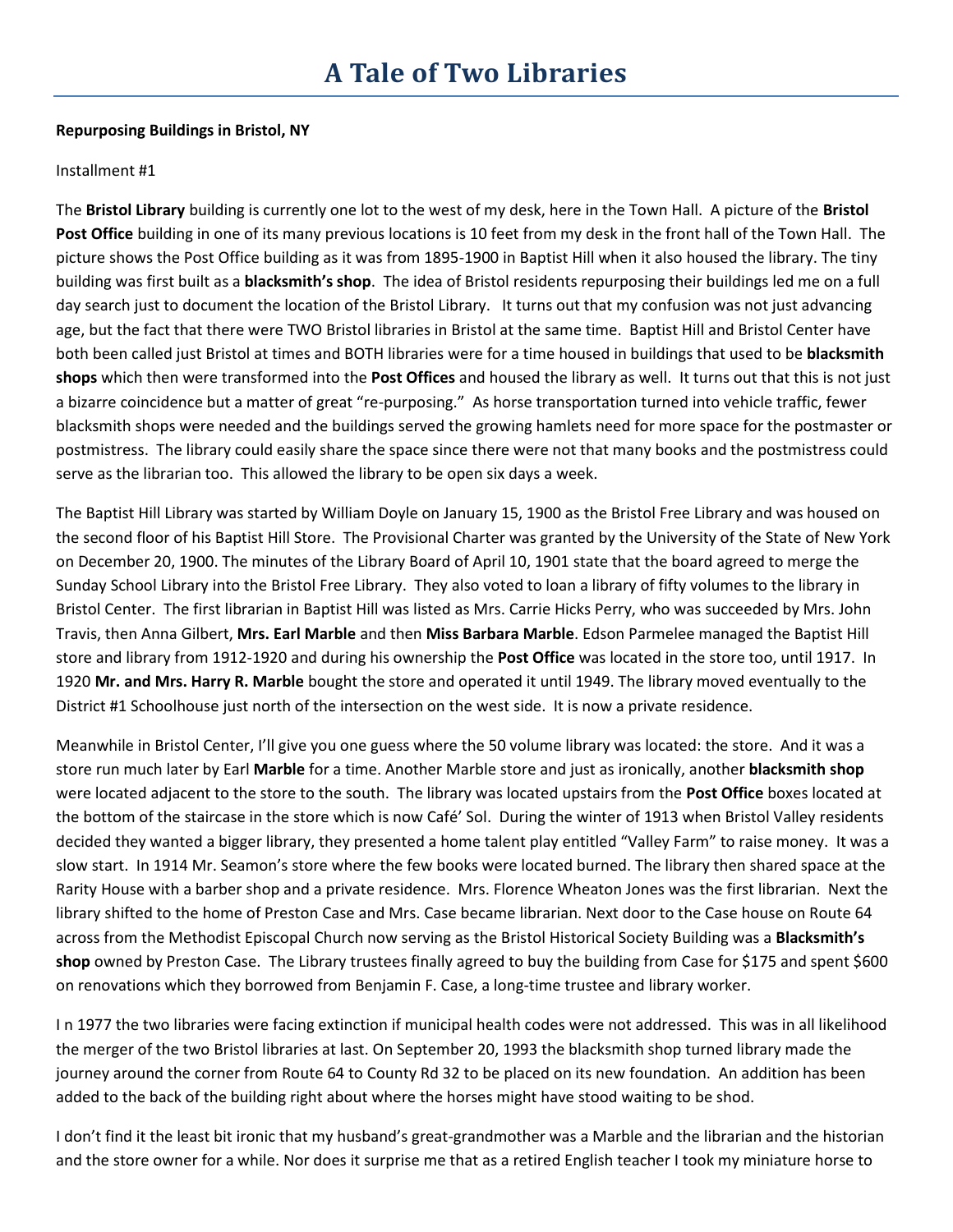# A Tale of Two Libraries

**Repurposing Buildings in Bristol, NY**

Installment #1

The **Bristol Library** building is currently one lot to the west of my desk, here in the Town Hall. A picture of the **Bristol Post Office** building in one of its many previous locations is 10 feet from my desk in the front hall of the Town Hall. The picture shows the Post Office building as it was from 1895-1900 in Baptist Hill when it also housed the library. The tiny building was first built as a **blacksmith's shop**. The idea of Bristol residents repurposing their buildings led me on a full day search just to document the location of the Bristol Library. It turns out that my confusion was not just advancing age, but the fact that there were TWO Bristol libraries in Bristol at the same time. Baptist Hill and Bristol Center have both been called just Bristol at times and BOTH libraries were for a time housed in buildings that used to be **blacksmith shops** which then were transformed into the **Post Offices** and housed the library as well. It turns out that this is not just a bizarre coincidence but a matter of great "re-purposing." As horse transportation turned into vehicle traffic, fewer blacksmith shops were needed and the buildings served the growing hamlets need for more space for the postmaster or postmistress. The library could easily share the space since there were not that many books and the postmistress could serve as the librarian too. This allowed the library to be open six days a week.

The Baptist Hill Library was started by William Doyle on January 15, 1900 as the Bristol Free Library and was housed on the second floor of his Baptist Hill Store. The Provisional Charter was granted by the University of the State of New York on December 20, 1900. The minutes of the Library Board of April 10, 1901 state that the board agreed to merge the Sunday School Library into the Bristol Free Library. They also voted to loan a library of fifty volumes to the library in Bristol Center. The first librarian in Baptist Hill was listed as Mrs. Carrie Hicks Perry, who was succeeded by Mrs. John Travis, then Anna Gilbert, **Mrs. Earl Marble** and then **Miss Barbara Marble**. Edson Parmelee managed the Baptist Hill store and library from 1912-1920 and during his ownership the **Post Office** was located in the store too, until 1917. In 1920 **Mr. and Mrs. Harry R. Marble** bought the store and operated it until 1949. The library moved eventually to the District #1 Schoolhouse just north of the intersection on the west side. It is now a private residence.

Meanwhile in Bristol Center, I'll give you one guess where the 50 volume library was located: the store. And it was a store run much later by Earl **Marble** for a time. Another Marble store and just as ironically, another **blacksmith shop** were located adjacent to the store to the south. The library was located upstairs from the **Post Office** boxes located at the bottom of the staircase in the store which is now Café' Sol. During the winter of 1913 when Bristol Valley residents decided they wanted a bigger library, they presented a home talent play entitled "Valley Farm" to raise money. It was a slow start. In 1914 Mr. Seamon's store where the few books were located burned. The library then shared space at the Rarity House with a barber shop and a private residence. Mrs. Florence Wheaton Jones was the first librarian. Next the library shifted to the home of Preston Case and Mrs. Case became librarian. Next door to the Case house on Route 64 across from the Methodist Episcopal Church now serving as the Bristol Historical Society Building was a **Blacksmith's shop** owned by Preston Case. The Library trustees finally agreed to buy the building from Case for $175 and spent $600 on renovations which they borrowed from Benjamin F. Case, a long-time trustee and library worker.

I n 1977 the two libraries were facing extinction if municipal health codes were not addressed. This was in all likelihood the merger of the two Bristol libraries at last. On September 20, 1993 the blacksmith shop turned library made the journey around the corner from Route 64 to County Rd 32 to be placed on its new foundation. An addition has been added to the back of the building right about where the horses might have stood waiting to be shod.

I don't find it the least bit ironic that my husband's great-grandmother was a Marble and the librarian and the historian and the store owner for a while. Nor does it surprise me that as a retired English teacher I took my miniature horse to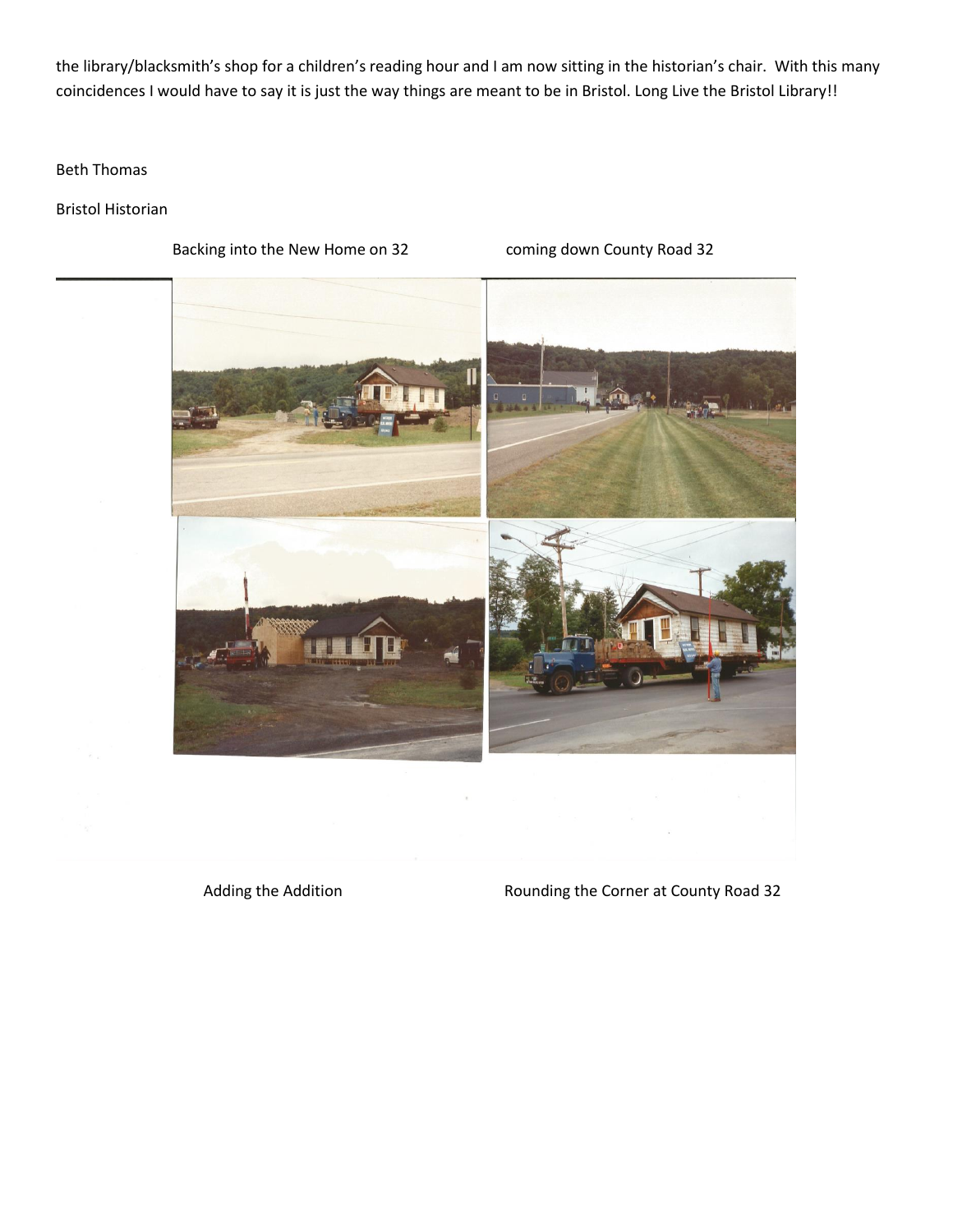the library/blacksmith's shop for a children's reading hour and I am now sitting in the historian's chair. With this many coincidences I would have to say it is just the way things are meant to be in Bristol. Long Live the Bristol Library!!

Beth Thomas

Bristol Historian

Backing into the New Home on 32

coming down County Road 32

Adding the Addition

Rounding the Corner at County Road 32